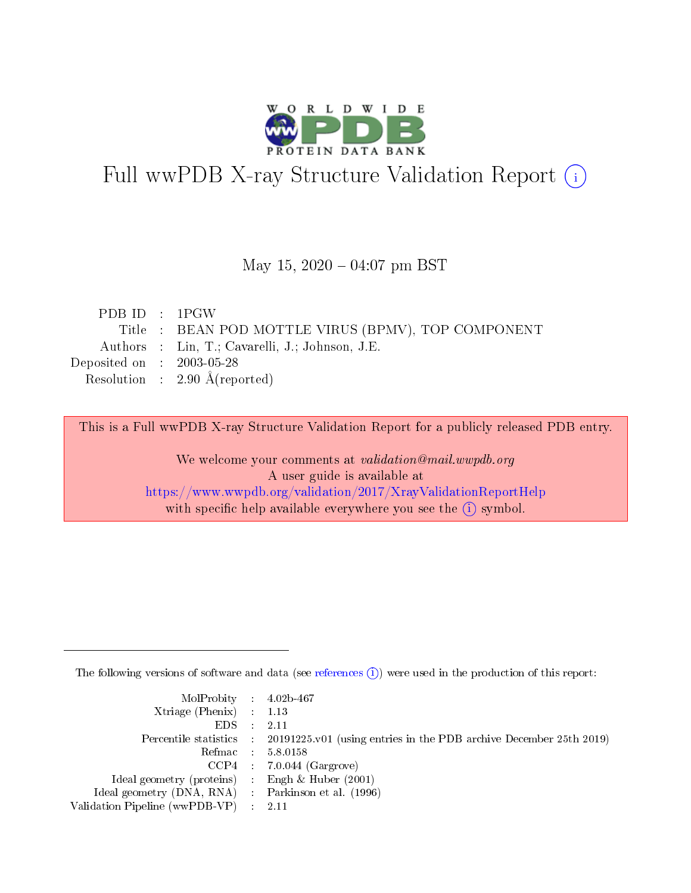# Full wwPDB X-ray Structure Validation Report (i)

May 15, 2020 – 04:07 pm BST

| | | |
|---|---|---|
| PDB ID | : | 1PGW |
| Title | : | BEAN POD MOTTLE VIRUS (BPMV), TOP COMPONENT |
| Authors | : | Lin, T.; Cavarelli, J.; Johnson, J.E. |
| Deposited on | : | 2003-05-28 |
| Resolution | : | 2.90 Å(reported) |

This is a Full wwPDB X-ray Structure Validation Report for a publicly released PDB entry.

We welcome your comments at *validation@mail.wwpdb.org*
A user guide is available at
https://www.wwpdb.org/validation/2017/XrayValidationReportHelp
with specific help available everywhere you see the (i) symbol.

The following versions of software and data (see references (i)) were used in the production of this report:

| | | |
|---|---|---|
| MolProbity | : | 4.02b-467 |
| Xtriage (Phenix) | : | 1.13 |
| EDS | : | 2.11 |
| Percentile statistics | : | 20191225.v01 (using entries in the PDB archive December 25th 2019) |
| Refmac | : | 5.8.0158 |
| CCP4 | : | 7.0.044 (Gargrove) |
| Ideal geometry (proteins) | : | Engh & Huber (2001) |
| Ideal geometry (DNA, RNA) | : | Parkinson et al. (1996) |
| Validation Pipeline (wwPDB-VP) | : | 2.11 |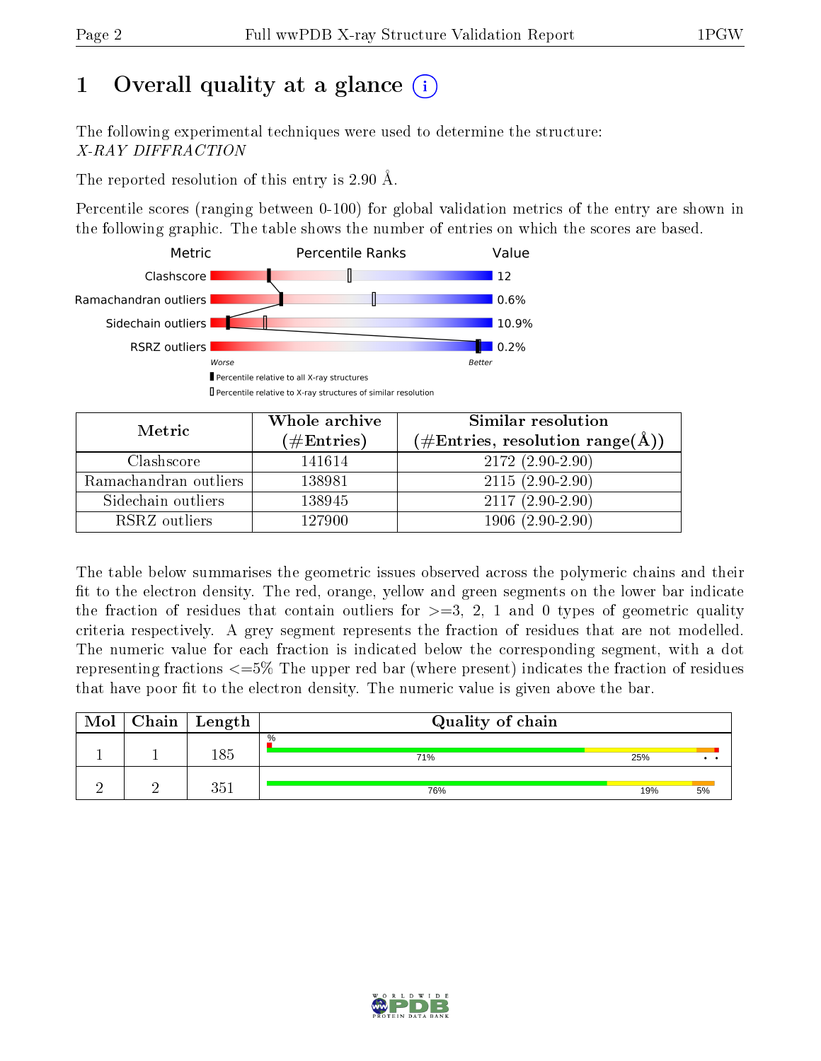# 1 Overall quality at a glance

The following experimental techniques were used to determine the structure:
*X-RAY DIFFRACTION*

The reported resolution of this entry is 2.90 Å.

Percentile scores (ranging between 0-100) for global validation metrics of the entry are shown in the following graphic. The table shows the number of entries on which the scores are based.

| Metric | Value |
|---|---|
| Clashscore | 12 |
| Ramachandran outliers | 0.6% |
| Sidechain outliers | 10.9% |
| RSRZ outliers | 0.2% |

Worse — Better

Percentile relative to all X-ray structures

Percentile relative to X-ray structures of similar resolution

| Metric | Whole archive (#Entries) | Similar resolution (#Entries, resolution range(Å)) |
|---|---|---|
| Clashscore | 141614 | 2172 (2.90-2.90) |
| Ramachandran outliers | 138981 | 2115 (2.90-2.90) |
| Sidechain outliers | 138945 | 2117 (2.90-2.90) |
| RSRZ outliers | 127900 | 1906 (2.90-2.90) |

The table below summarises the geometric issues observed across the polymeric chains and their fit to the electron density. The red, orange, yellow and green segments on the lower bar indicate the fraction of residues that contain outliers for >=3, 2, 1 and 0 types of geometric quality criteria respectively. A grey segment represents the fraction of residues that are not modelled. The numeric value for each fraction is indicated below the corresponding segment, with a dot representing fractions <=5% The upper red bar (where present) indicates the fraction of residues that have poor fit to the electron density. The numeric value is given above the bar.

| Mol | Chain | Length | Quality of chain |
|---|---|---|---|
| 1 | 1 | 185 | % 71% 25% • • |
| 2 | 2 | 351 | 76% 19% 5% |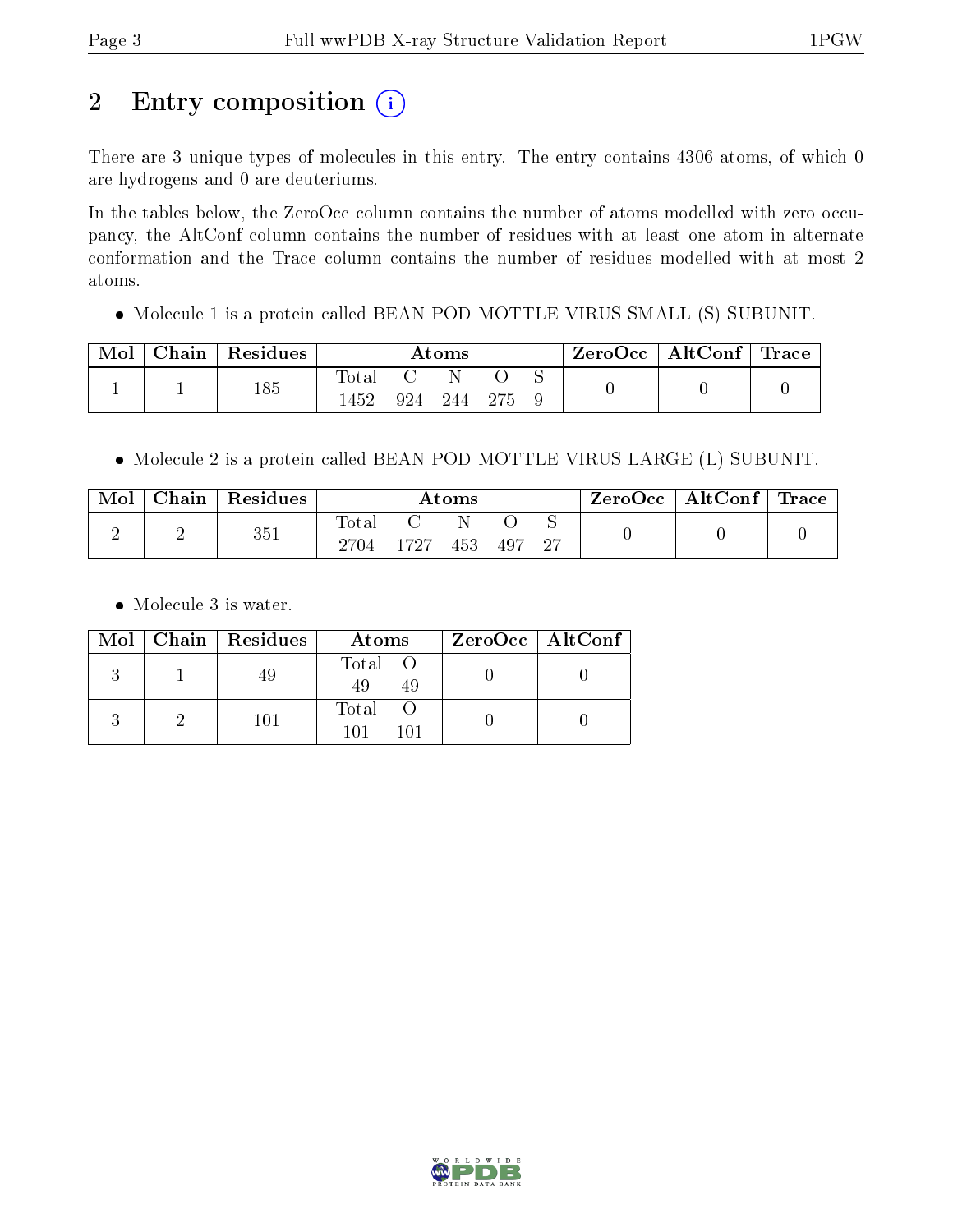# 2 Entry composition

There are 3 unique types of molecules in this entry. The entry contains 4306 atoms, of which 0 are hydrogens and 0 are deuteriums.

In the tables below, the ZeroOcc column contains the number of atoms modelled with zero occupancy, the AltConf column contains the number of residues with at least one atom in alternate conformation and the Trace column contains the number of residues modelled with at most 2 atoms.

- Molecule 1 is a protein called BEAN POD MOTTLE VIRUS SMALL (S) SUBUNIT.

| Mol | Chain | Residues | Atoms | | | | | ZeroOcc | AltConf | Trace |
|---|---|---|---|---|---|---|---|---|---|---|
| | | | Total | C | N | O | S | | | |
| 1 | 1 | 185 | 1452 | 924 | 244 | 275 | 9 | 0 | 0 | 0 |

- Molecule 2 is a protein called BEAN POD MOTTLE VIRUS LARGE (L) SUBUNIT.

| Mol | Chain | Residues | Atoms | | | | | ZeroOcc | AltConf | Trace |
|---|---|---|---|---|---|---|---|---|---|---|
| | | | Total | C | N | O | S | | | |
| 2 | 2 | 351 | 2704 | 1727 | 453 | 497 | 27 | 0 | 0 | 0 |

- Molecule 3 is water.

| Mol | Chain | Residues | Atoms | | ZeroOcc | AltConf |
|---|---|---|---|---|---|---|
| | | | Total | O | | |
| 3 | 1 | 49 | 49 | 49 | 0 | 0 |
| 3 | 2 | 101 | 101 | 101 | 0 | 0 |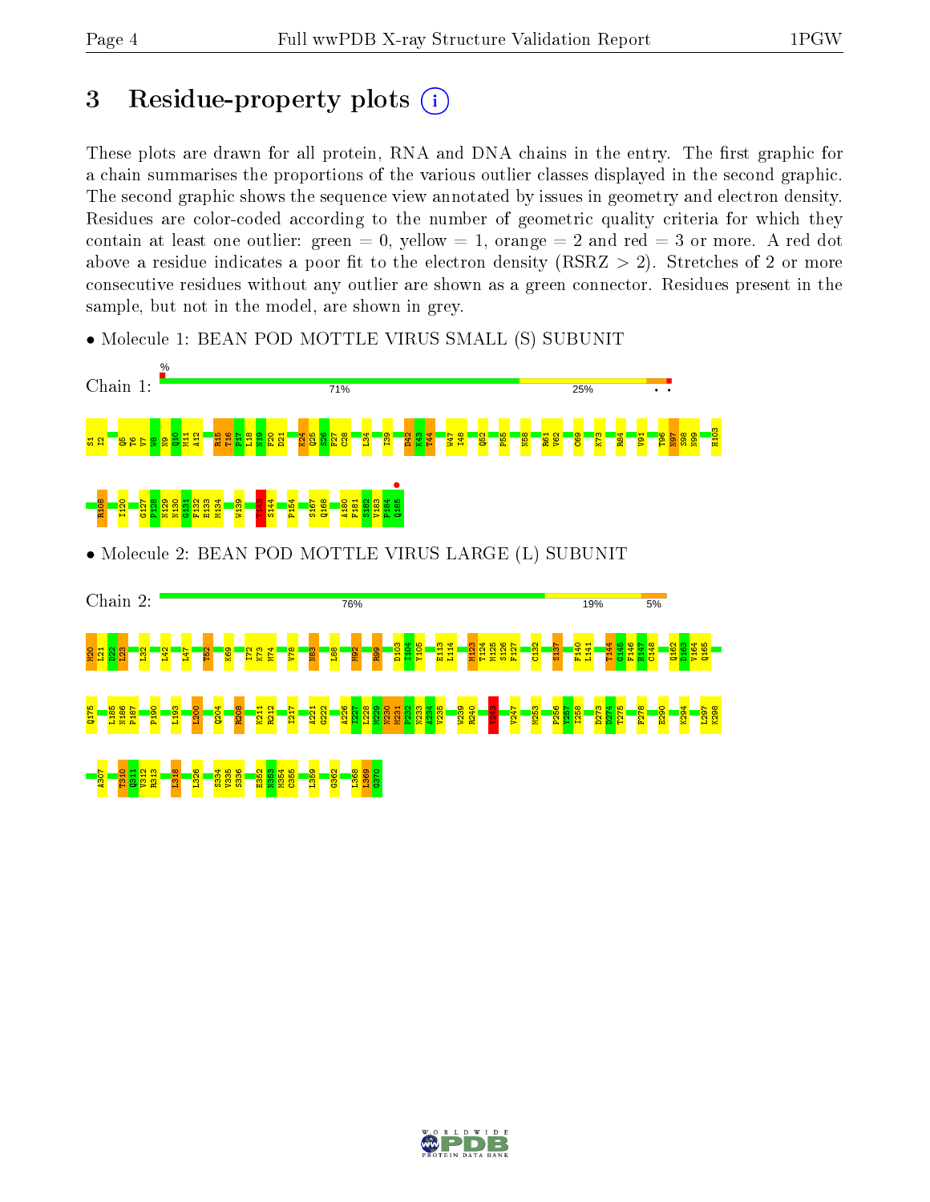# 3 Residue-property plots

These plots are drawn for all protein, RNA and DNA chains in the entry. The first graphic for a chain summarises the proportions of the various outlier classes displayed in the second graphic. The second graphic shows the sequence view annotated by issues in geometry and electron density. Residues are color-coded according to the number of geometric quality criteria for which they contain at least one outlier: green = 0, yellow = 1, orange = 2 and red = 3 or more. A red dot above a residue indicates a poor fit to the electron density (RSRZ > 2). Stretches of 2 or more consecutive residues without any outlier are shown as a green connector. Residues present in the sample, but not in the model, are shown in grey.

- Molecule 1: BEAN POD MOTTLE VIRUS SMALL (S) SUBUNIT

Chain 1: % | 71% | 25%

S1 I2 Q5 T6 V7 W8 N9 Q10 M11 A12 R15 T16 P17 L18 N19 F20 D21 K24 Q25 S26 F27 C28 L34 I39 D42 K43 T44 W47 I48 Q52 P55 N58 R61 V62 C69 K73 R84 V91 T96 N97 S98 N99 H103 R108 I120 G127 P128 N129 N130 G131 F132 E133 M134 W139 T143 S144 P154 S167 Q168 A180 F181 S182 V183 F184 Q185

- Molecule 2: BEAN POD MOTTLE VIRUS LARGE (L) SUBUNIT

Chain 2: 76% | 19% | 5%

M20 L21 D22 L23 I32 L42 L47 T52 K69 I72 K73 M74 V78 N83 L88 M92 R99 D103 I104 Y105 E113 L114 M123 T124 M125 S126 F127 C132 S137 F140 L141 T144 G145 F146 H147 C148 Q162 D163 V164 Q165 Q175 L185 N186 P187 F190 L193 L200 Q204 R208 K211 R212 I217 A221 G222 A226 I227 L228 M229 N230 M231 P232 N233 A234 V235 W239 R240 V244 V247 M253 P256 Y257 I258 D273 D274 T275 F278 E290 K294 L297 K298 A307 T310 Q311 V312 R313 L318 L326 S334 V335 S336 E352 N353 M354 C355 L359 G362 L368 L369 G370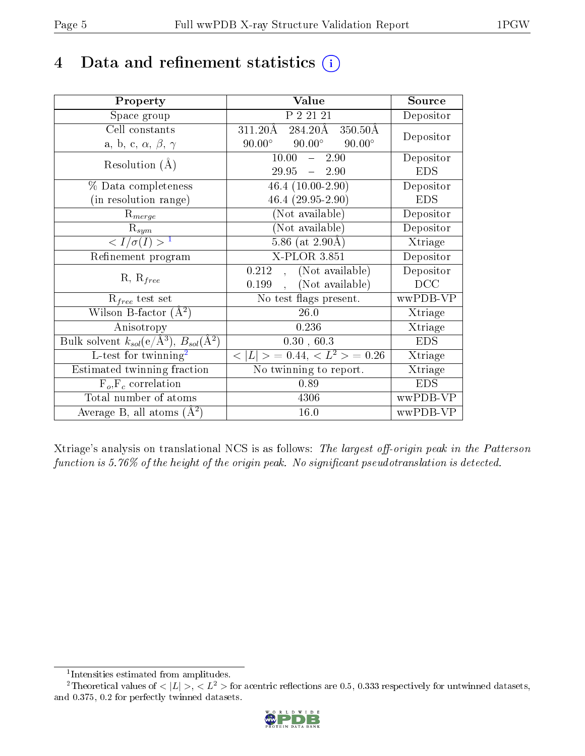# 4 Data and refinement statistics (i)

| Property | Value | Source |
|---|---|---|
| Space group | P 2 21 21 | Depositor |
| Cell constants<br>a, b, c, $\alpha$, $\beta$, $\gamma$ | 311.20Å 284.20Å 350.50Å<br>90.00° 90.00° 90.00° | Depositor |
| Resolution (Å) | 10.00 – 2.90<br>29.95 – 2.90 | Depositor<br>EDS |
| % Data completeness<br>(in resolution range) | 46.4 (10.00-2.90)<br>46.4 (29.95-2.90) | Depositor<br>EDS |
| $R_{merge}$ | (Not available) | Depositor |
| $R_{sym}$ | (Not available) | Depositor |
| $< I/\sigma(I) >$ [1] | 5.86 (at 2.90Å) | Xtriage |
| Refinement program | X-PLOR 3.851 | Depositor |
| R, $R_{free}$ | 0.212 , (Not available)<br>0.199 , (Not available) | Depositor<br>DCC |
| $R_{free}$ test set | No test flags present. | wwPDB-VP |
| Wilson B-factor (Å$^2$) | 26.0 | Xtriage |
| Anisotropy | 0.236 | Xtriage |
| Bulk solvent $k_{sol}$(e/Å$^3$), $B_{sol}$(Å$^2$) | 0.30 , 60.3 | EDS |
| L-test for twinning[2] | $< \|L\| >$ = 0.44, $< L^2 >$ = 0.26 | Xtriage |
| Estimated twinning fraction | No twinning to report. | Xtriage |
| $F_o$,$F_c$ correlation | 0.89 | EDS |
| Total number of atoms | 4306 | wwPDB-VP |
| Average B, all atoms (Å$^2$) | 16.0 | wwPDB-VP |

Xtriage's analysis on translational NCS is as follows: *The largest off-origin peak in the Patterson function is 5.76% of the height of the origin peak. No significant pseudotranslation is detected.*

[1] Intensities estimated from amplitudes.

[2] Theoretical values of $< |L| >$, $< L^2 >$ for acentric reflections are 0.5, 0.333 respectively for untwinned datasets, and 0.375, 0.2 for perfectly twinned datasets.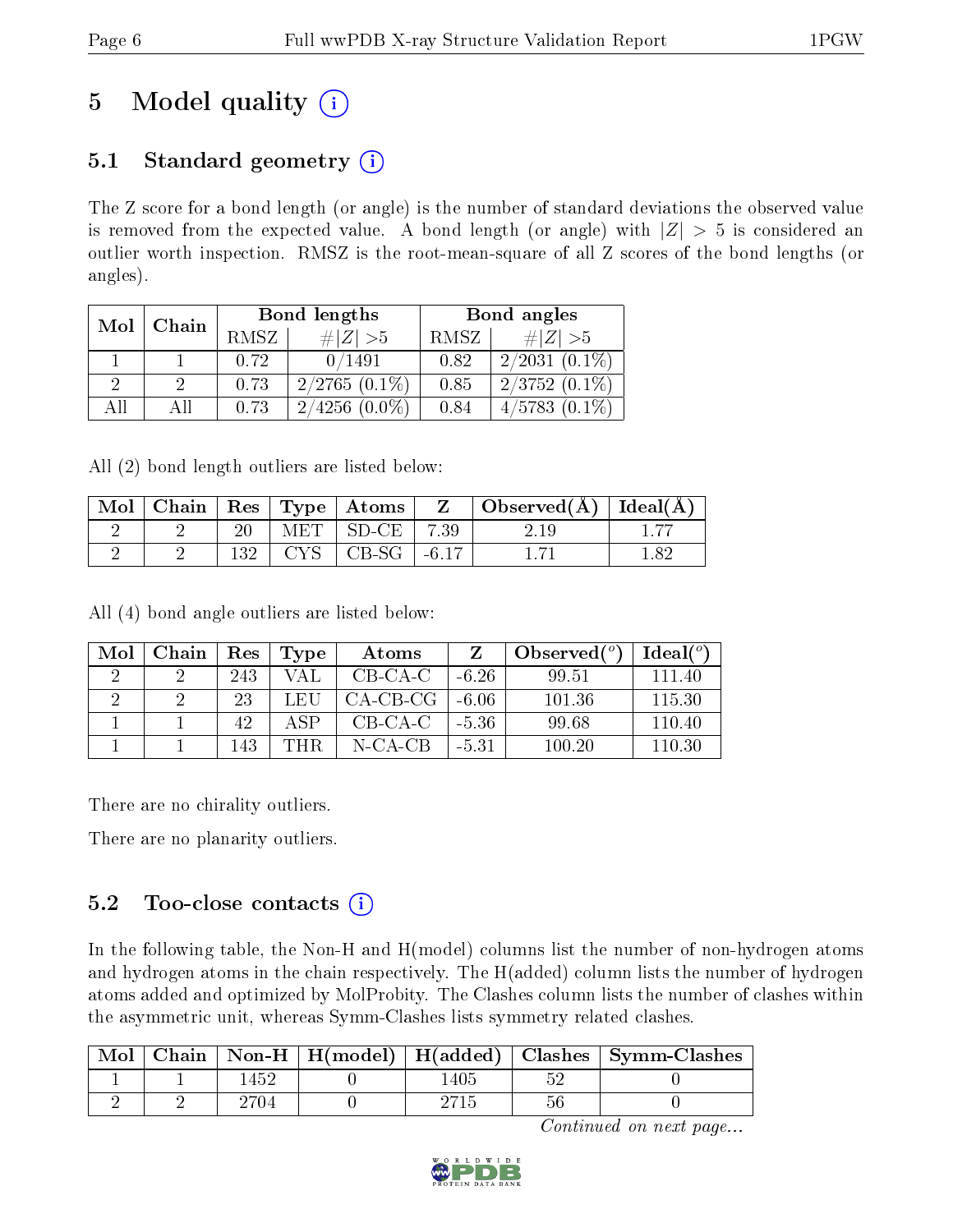# 5 Model quality (i)

## 5.1 Standard geometry (i)

The Z score for a bond length (or angle) is the number of standard deviations the observed value is removed from the expected value. A bond length (or angle) with $|Z| > 5$ is considered an outlier worth inspection. RMSZ is the root-mean-square of all Z scores of the bond lengths (or angles).

| Mol | Chain | Bond lengths | | Bond angles | |
|---|---|---|---|---|---|
| | | RMSZ | #\|Z\| >5 | RMSZ | #\|Z\| >5 |
| 1 | 1 | 0.72 | 0/1491 | 0.82 | 2/2031 (0.1%) |
| 2 | 2 | 0.73 | 2/2765 (0.1%) | 0.85 | 2/3752 (0.1%) |
| All | All | 0.73 | 2/4256 (0.0%) | 0.84 | 4/5783 (0.1%) |

All (2) bond length outliers are listed below:

| Mol | Chain | Res | Type | Atoms | Z | Observed(Å) | Ideal(Å) |
|---|---|---|---|---|---|---|---|
| 2 | 2 | 20 | MET | SD-CE | 7.39 | 2.19 | 1.77 |
| 2 | 2 | 132 | CYS | CB-SG | -6.17 | 1.71 | 1.82 |

All (4) bond angle outliers are listed below:

| Mol | Chain | Res | Type | Atoms | Z | Observed(°) | Ideal(°) |
|---|---|---|---|---|---|---|---|
| 2 | 2 | 243 | VAL | CB-CA-C | -6.26 | 99.51 | 111.40 |
| 2 | 2 | 23 | LEU | CA-CB-CG | -6.06 | 101.36 | 115.30 |
| 1 | 1 | 42 | ASP | CB-CA-C | -5.36 | 99.68 | 110.40 |
| 1 | 1 | 143 | THR | N-CA-CB | -5.31 | 100.20 | 110.30 |

There are no chirality outliers.

There are no planarity outliers.

## 5.2 Too-close contacts (i)

In the following table, the Non-H and H(model) columns list the number of non-hydrogen atoms and hydrogen atoms in the chain respectively. The H(added) column lists the number of hydrogen atoms added and optimized by MolProbity. The Clashes column lists the number of clashes within the asymmetric unit, whereas Symm-Clashes lists symmetry related clashes.

| Mol | Chain | Non-H | H(model) | H(added) | Clashes | Symm-Clashes |
|---|---|---|---|---|---|---|
| 1 | 1 | 1452 | 0 | 1405 | 52 | 0 |
| 2 | 2 | 2704 | 0 | 2715 | 56 | 0 |

*Continued on next page...*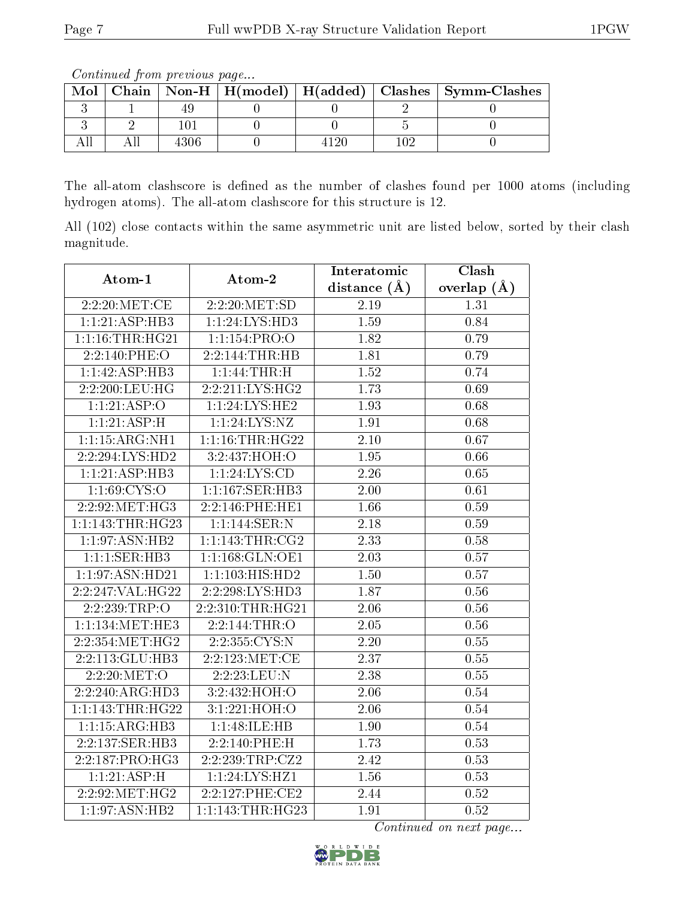*Continued from previous page...*

| Mol | Chain | Non-H | H(model) | H(added) | Clashes | Symm-Clashes |
|---|---|---|---|---|---|---|
| 3 | 1 | 49 | 0 | 0 | 2 | 0 |
| 3 | 2 | 101 | 0 | 0 | 5 | 0 |
| All | All | 4306 | 0 | 4120 | 102 | 0 |

The all-atom clashscore is defined as the number of clashes found per 1000 atoms (including hydrogen atoms). The all-atom clashscore for this structure is 12.

All (102) close contacts within the same asymmetric unit are listed below, sorted by their clash magnitude.

| Atom-1 | Atom-2 | Interatomic distance (Å) | Clash overlap (Å) |
|---|---|---|---|
| 2:2:20:MET:CE | 2:2:20:MET:SD | 2.19 | 1.31 |
| 1:1:21:ASP:HB3 | 1:1:24:LYS:HD3 | 1.59 | 0.84 |
| 1:1:16:THR:HG21 | 1:1:154:PRO:O | 1.82 | 0.79 |
| 2:2:140:PHE:O | 2:2:144:THR:HB | 1.81 | 0.79 |
| 1:1:42:ASP:HB3 | 1:1:44:THR:H | 1.52 | 0.74 |
| 2:2:200:LEU:HG | 2:2:211:LYS:HG2 | 1.73 | 0.69 |
| 1:1:21:ASP:O | 1:1:24:LYS:HE2 | 1.93 | 0.68 |
| 1:1:21:ASP:H | 1:1:24:LYS:NZ | 1.91 | 0.68 |
| 1:1:15:ARG:NH1 | 1:1:16:THR:HG22 | 2.10 | 0.67 |
| 2:2:294:LYS:HD2 | 3:2:437:HOH:O | 1.95 | 0.66 |
| 1:1:21:ASP:HB3 | 1:1:24:LYS:CD | 2.26 | 0.65 |
| 1:1:69:CYS:O | 1:1:167:SER:HB3 | 2.00 | 0.61 |
| 2:2:92:MET:HG3 | 2:2:146:PHE:HE1 | 1.66 | 0.59 |
| 1:1:143:THR:HG23 | 1:1:144:SER:N | 2.18 | 0.59 |
| 1:1:97:ASN:HB2 | 1:1:143:THR:CG2 | 2.33 | 0.58 |
| 1:1:1:SER:HB3 | 1:1:168:GLN:OE1 | 2.03 | 0.57 |
| 1:1:97:ASN:HD21 | 1:1:103:HIS:HD2 | 1.50 | 0.57 |
| 2:2:247:VAL:HG22 | 2:2:298:LYS:HD3 | 1.87 | 0.56 |
| 2:2:239:TRP:O | 2:2:310:THR:HG21 | 2.06 | 0.56 |
| 1:1:134:MET:HE3 | 2:2:144:THR:O | 2.05 | 0.56 |
| 2:2:354:MET:HG2 | 2:2:355:CYS:N | 2.20 | 0.55 |
| 2:2:113:GLU:HB3 | 2:2:123:MET:CE | 2.37 | 0.55 |
| 2:2:20:MET:O | 2:2:23:LEU:N | 2.38 | 0.55 |
| 2:2:240:ARG:HD3 | 3:2:432:HOH:O | 2.06 | 0.54 |
| 1:1:143:THR:HG22 | 3:1:221:HOH:O | 2.06 | 0.54 |
| 1:1:15:ARG:HB3 | 1:1:48:ILE:HB | 1.90 | 0.54 |
| 2:2:137:SER:HB3 | 2:2:140:PHE:H | 1.73 | 0.53 |
| 2:2:187:PRO:HG3 | 2:2:239:TRP:CZ2 | 2.42 | 0.53 |
| 1:1:21:ASP:H | 1:1:24:LYS:HZ1 | 1.56 | 0.53 |
| 2:2:92:MET:HG2 | 2:2:127:PHE:CE2 | 2.44 | 0.52 |
| 1:1:97:ASN:HB2 | 1:1:143:THR:HG23 | 1.91 | 0.52 |

*Continued on next page...*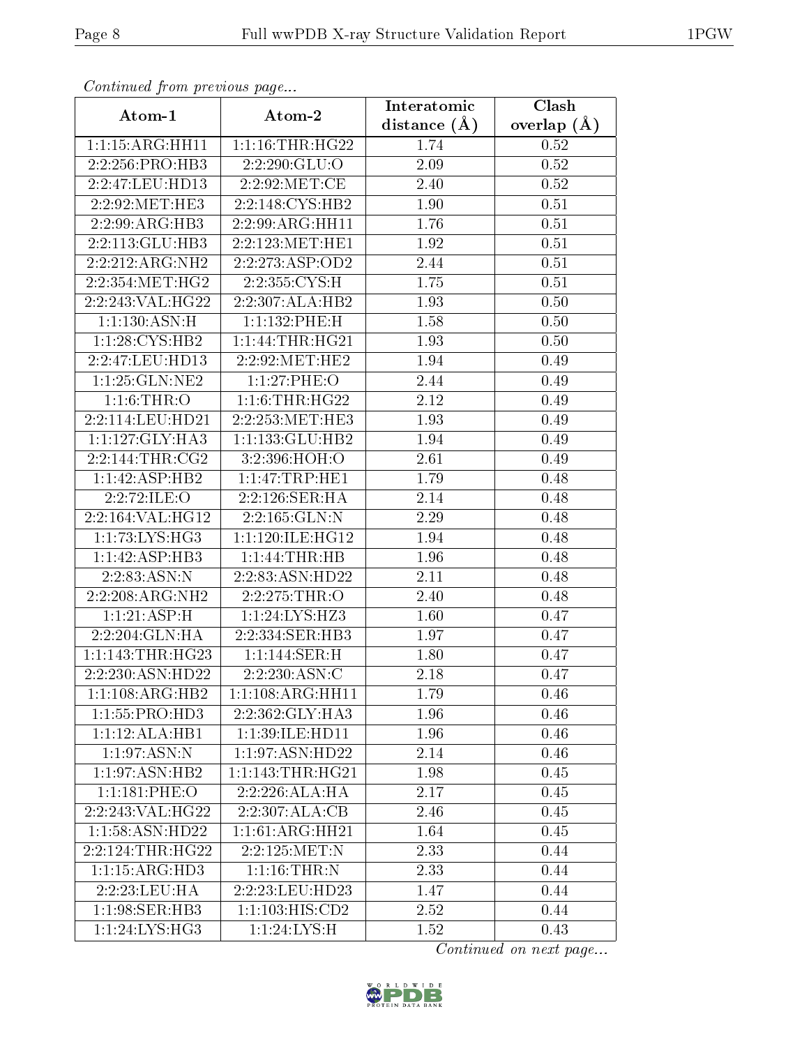*Continued from previous page...*

| Atom-1 | Atom-2 | Interatomic distance (Å) | Clash overlap (Å) |
|---|---|---|---|
| 1:1:15:ARG:HH11 | 1:1:16:THR:HG22 | 1.74 | 0.52 |
| 2:2:256:PRO:HB3 | 2:2:290:GLU:O | 2.09 | 0.52 |
| 2:2:47:LEU:HD13 | 2:2:92:MET:CE | 2.40 | 0.52 |
| 2:2:92:MET:HE3 | 2:2:148:CYS:HB2 | 1.90 | 0.51 |
| 2:2:99:ARG:HB3 | 2:2:99:ARG:HH11 | 1.76 | 0.51 |
| 2:2:113:GLU:HB3 | 2:2:123:MET:HE1 | 1.92 | 0.51 |
| 2:2:212:ARG:NH2 | 2:2:273:ASP:OD2 | 2.44 | 0.51 |
| 2:2:354:MET:HG2 | 2:2:355:CYS:H | 1.75 | 0.51 |
| 2:2:243:VAL:HG22 | 2:2:307:ALA:HB2 | 1.93 | 0.50 |
| 1:1:130:ASN:H | 1:1:132:PHE:H | 1.58 | 0.50 |
| 1:1:28:CYS:HB2 | 1:1:44:THR:HG21 | 1.93 | 0.50 |
| 2:2:47:LEU:HD13 | 2:2:92:MET:HE2 | 1.94 | 0.49 |
| 1:1:25:GLN:NE2 | 1:1:27:PHE:O | 2.44 | 0.49 |
| 1:1:6:THR:O | 1:1:6:THR:HG22 | 2.12 | 0.49 |
| 2:2:114:LEU:HD21 | 2:2:253:MET:HE3 | 1.93 | 0.49 |
| 1:1:127:GLY:HA3 | 1:1:133:GLU:HB2 | 1.94 | 0.49 |
| 2:2:144:THR:CG2 | 3:2:396:HOH:O | 2.61 | 0.49 |
| 1:1:42:ASP:HB2 | 1:1:47:TRP:HE1 | 1.79 | 0.48 |
| 2:2:72:ILE:O | 2:2:126:SER:HA | 2.14 | 0.48 |
| 2:2:164:VAL:HG12 | 2:2:165:GLN:N | 2.29 | 0.48 |
| 1:1:73:LYS:HG3 | 1:1:120:ILE:HG12 | 1.94 | 0.48 |
| 1:1:42:ASP:HB3 | 1:1:44:THR:HB | 1.96 | 0.48 |
| 2:2:83:ASN:N | 2:2:83:ASN:HD22 | 2.11 | 0.48 |
| 2:2:208:ARG:NH2 | 2:2:275:THR:O | 2.40 | 0.48 |
| 1:1:21:ASP:H | 1:1:24:LYS:HZ3 | 1.60 | 0.47 |
| 2:2:204:GLN:HA | 2:2:334:SER:HB3 | 1.97 | 0.47 |
| 1:1:143:THR:HG23 | 1:1:144:SER:H | 1.80 | 0.47 |
| 2:2:230:ASN:HD22 | 2:2:230:ASN:C | 2.18 | 0.47 |
| 1:1:108:ARG:HB2 | 1:1:108:ARG:HH11 | 1.79 | 0.46 |
| 1:1:55:PRO:HD3 | 2:2:362:GLY:HA3 | 1.96 | 0.46 |
| 1:1:12:ALA:HB1 | 1:1:39:ILE:HD11 | 1.96 | 0.46 |
| 1:1:97:ASN:N | 1:1:97:ASN:HD22 | 2.14 | 0.46 |
| 1:1:97:ASN:HB2 | 1:1:143:THR:HG21 | 1.98 | 0.45 |
| 1:1:181:PHE:O | 2:2:226:ALA:HA | 2.17 | 0.45 |
| 2:2:243:VAL:HG22 | 2:2:307:ALA:CB | 2.46 | 0.45 |
| 1:1:58:ASN:HD22 | 1:1:61:ARG:HH21 | 1.64 | 0.45 |
| 2:2:124:THR:HG22 | 2:2:125:MET:N | 2.33 | 0.44 |
| 1:1:15:ARG:HD3 | 1:1:16:THR:N | 2.33 | 0.44 |
| 2:2:23:LEU:HA | 2:2:23:LEU:HD23 | 1.47 | 0.44 |
| 1:1:98:SER:HB3 | 1:1:103:HIS:CD2 | 2.52 | 0.44 |
| 1:1:24:LYS:HG3 | 1:1:24:LYS:H | 1.52 | 0.43 |

*Continued on next page...*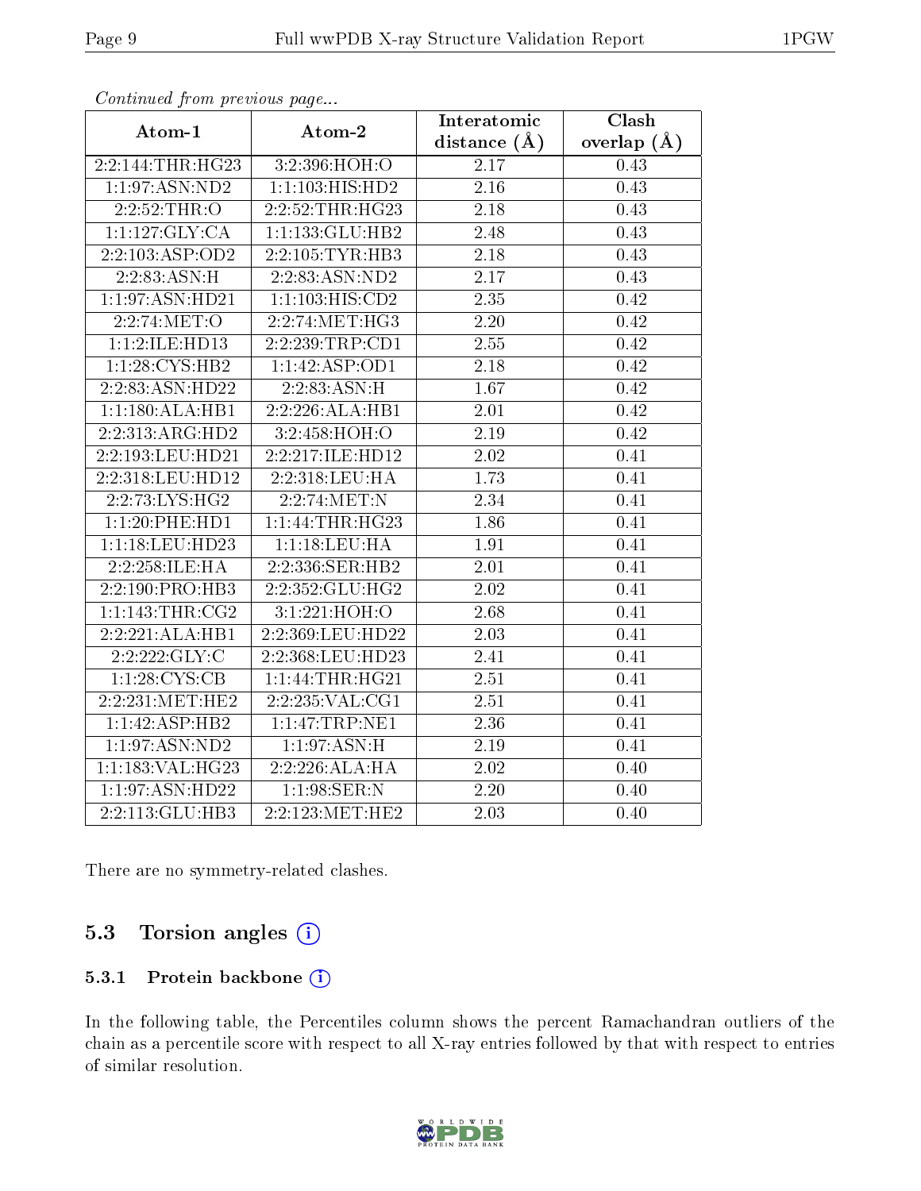*Continued from previous page...*

| Atom-1 | Atom-2 | Interatomic distance (Å) | Clash overlap (Å) |
|---|---|---|---|
| 2:2:144:THR:HG23 | 3:2:396:HOH:O | 2.17 | 0.43 |
| 1:1:97:ASN:ND2 | 1:1:103:HIS:HD2 | 2.16 | 0.43 |
| 2:2:52:THR:O | 2:2:52:THR:HG23 | 2.18 | 0.43 |
| 1:1:127:GLY:CA | 1:1:133:GLU:HB2 | 2.48 | 0.43 |
| 2:2:103:ASP:OD2 | 2:2:105:TYR:HB3 | 2.18 | 0.43 |
| 2:2:83:ASN:H | 2:2:83:ASN:ND2 | 2.17 | 0.43 |
| 1:1:97:ASN:HD21 | 1:1:103:HIS:CD2 | 2.35 | 0.42 |
| 2:2:74:MET:O | 2:2:74:MET:HG3 | 2.20 | 0.42 |
| 1:1:2:ILE:HD13 | 2:2:239:TRP:CD1 | 2.55 | 0.42 |
| 1:1:28:CYS:HB2 | 1:1:42:ASP:OD1 | 2.18 | 0.42 |
| 2:2:83:ASN:HD22 | 2:2:83:ASN:H | 1.67 | 0.42 |
| 1:1:180:ALA:HB1 | 2:2:226:ALA:HB1 | 2.01 | 0.42 |
| 2:2:313:ARG:HD2 | 3:2:458:HOH:O | 2.19 | 0.42 |
| 2:2:193:LEU:HD21 | 2:2:217:ILE:HD12 | 2.02 | 0.41 |
| 2:2:318:LEU:HD12 | 2:2:318:LEU:HA | 1.73 | 0.41 |
| 2:2:73:LYS:HG2 | 2:2:74:MET:N | 2.34 | 0.41 |
| 1:1:20:PHE:HD1 | 1:1:44:THR:HG23 | 1.86 | 0.41 |
| 1:1:18:LEU:HD23 | 1:1:18:LEU:HA | 1.91 | 0.41 |
| 2:2:258:ILE:HA | 2:2:336:SER:HB2 | 2.01 | 0.41 |
| 2:2:190:PRO:HB3 | 2:2:352:GLU:HG2 | 2.02 | 0.41 |
| 1:1:143:THR:CG2 | 3:1:221:HOH:O | 2.68 | 0.41 |
| 2:2:221:ALA:HB1 | 2:2:369:LEU:HD22 | 2.03 | 0.41 |
| 2:2:222:GLY:C | 2:2:368:LEU:HD23 | 2.41 | 0.41 |
| 1:1:28:CYS:CB | 1:1:44:THR:HG21 | 2.51 | 0.41 |
| 2:2:231:MET:HE2 | 2:2:235:VAL:CG1 | 2.51 | 0.41 |
| 1:1:42:ASP:HB2 | 1:1:47:TRP:NE1 | 2.36 | 0.41 |
| 1:1:97:ASN:ND2 | 1:1:97:ASN:H | 2.19 | 0.41 |
| 1:1:183:VAL:HG23 | 2:2:226:ALA:HA | 2.02 | 0.40 |
| 1:1:97:ASN:HD22 | 1:1:98:SER:N | 2.20 | 0.40 |
| 2:2:113:GLU:HB3 | 2:2:123:MET:HE2 | 2.03 | 0.40 |

There are no symmetry-related clashes.

## 5.3 Torsion angles

### 5.3.1 Protein backbone

In the following table, the Percentiles column shows the percent Ramachandran outliers of the chain as a percentile score with respect to all X-ray entries followed by that with respect to entries of similar resolution.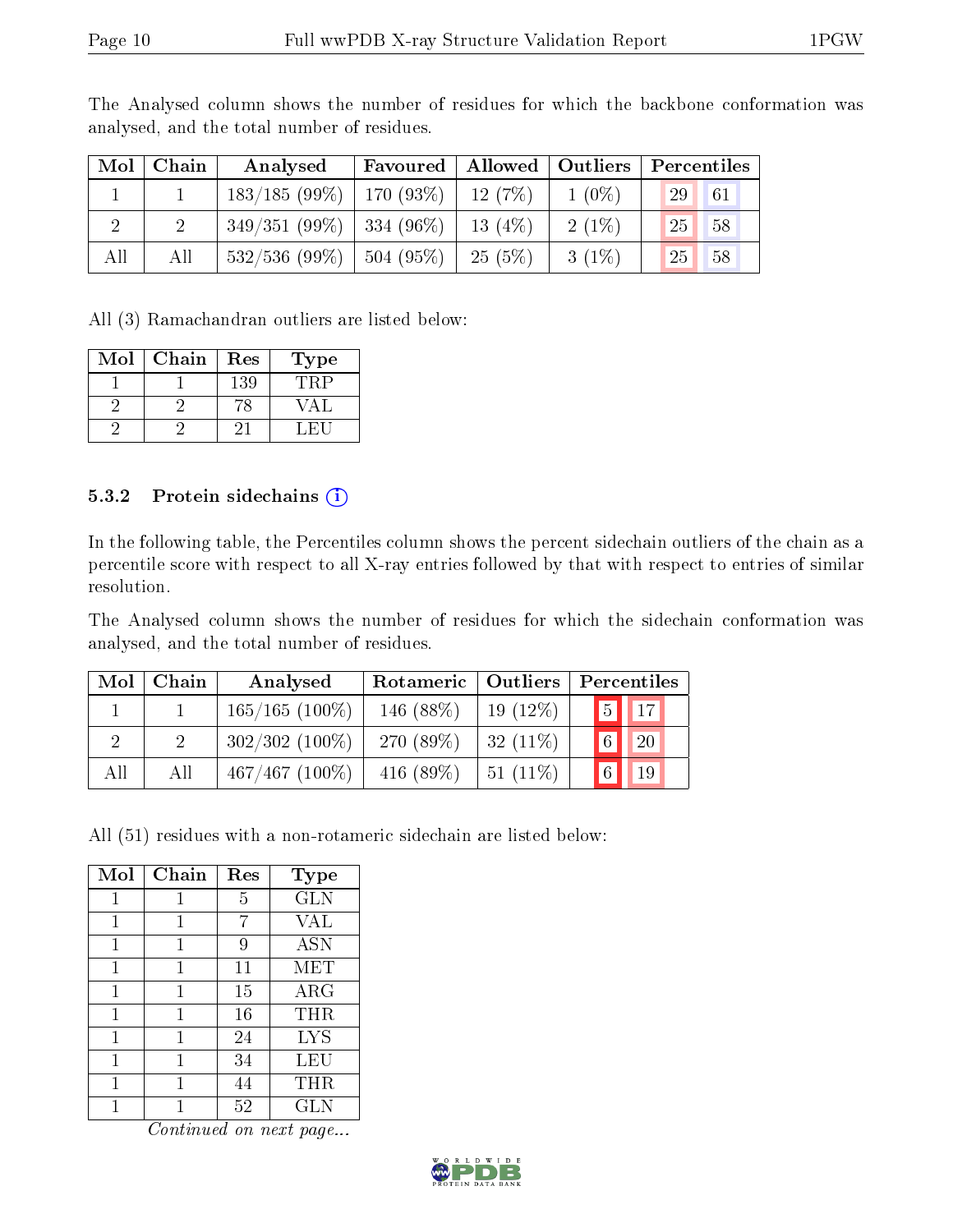The Analysed column shows the number of residues for which the backbone conformation was analysed, and the total number of residues.

| Mol | Chain | Analysed | Favoured | Allowed | Outliers | Percentiles | |
|---|---|---|---|---|---|---|---|
| 1 | 1 | 183/185 (99%) | 170 (93%) | 12 (7%) | 1 (0%) | 29 | 61 |
| 2 | 2 | 349/351 (99%) | 334 (96%) | 13 (4%) | 2 (1%) | 25 | 58 |
| All | All | 532/536 (99%) | 504 (95%) | 25 (5%) | 3 (1%) | 25 | 58 |

All (3) Ramachandran outliers are listed below:

| Mol | Chain | Res | Type |
|---|---|---|---|
| 1 | 1 | 139 | TRP |
| 2 | 2 | 78 | VAL |
| 2 | 2 | 21 | LEU |

### 5.3.2 Protein sidechains

In the following table, the Percentiles column shows the percent sidechain outliers of the chain as a percentile score with respect to all X-ray entries followed by that with respect to entries of similar resolution.

The Analysed column shows the number of residues for which the sidechain conformation was analysed, and the total number of residues.

| Mol | Chain | Analysed | Rotameric | Outliers | Percentiles | |
|---|---|---|---|---|---|---|
| 1 | 1 | 165/165 (100%) | 146 (88%) | 19 (12%) | 5 | 17 |
| 2 | 2 | 302/302 (100%) | 270 (89%) | 32 (11%) | 6 | 20 |
| All | All | 467/467 (100%) | 416 (89%) | 51 (11%) | 6 | 19 |

All (51) residues with a non-rotameric sidechain are listed below:

| Mol | Chain | Res | Type |
|---|---|---|---|
| 1 | 1 | 5 | GLN |
| 1 | 1 | 7 | VAL |
| 1 | 1 | 9 | ASN |
| 1 | 1 | 11 | MET |
| 1 | 1 | 15 | ARG |
| 1 | 1 | 16 | THR |
| 1 | 1 | 24 | LYS |
| 1 | 1 | 34 | LEU |
| 1 | 1 | 44 | THR |
| 1 | 1 | 52 | GLN |

*Continued on next page...*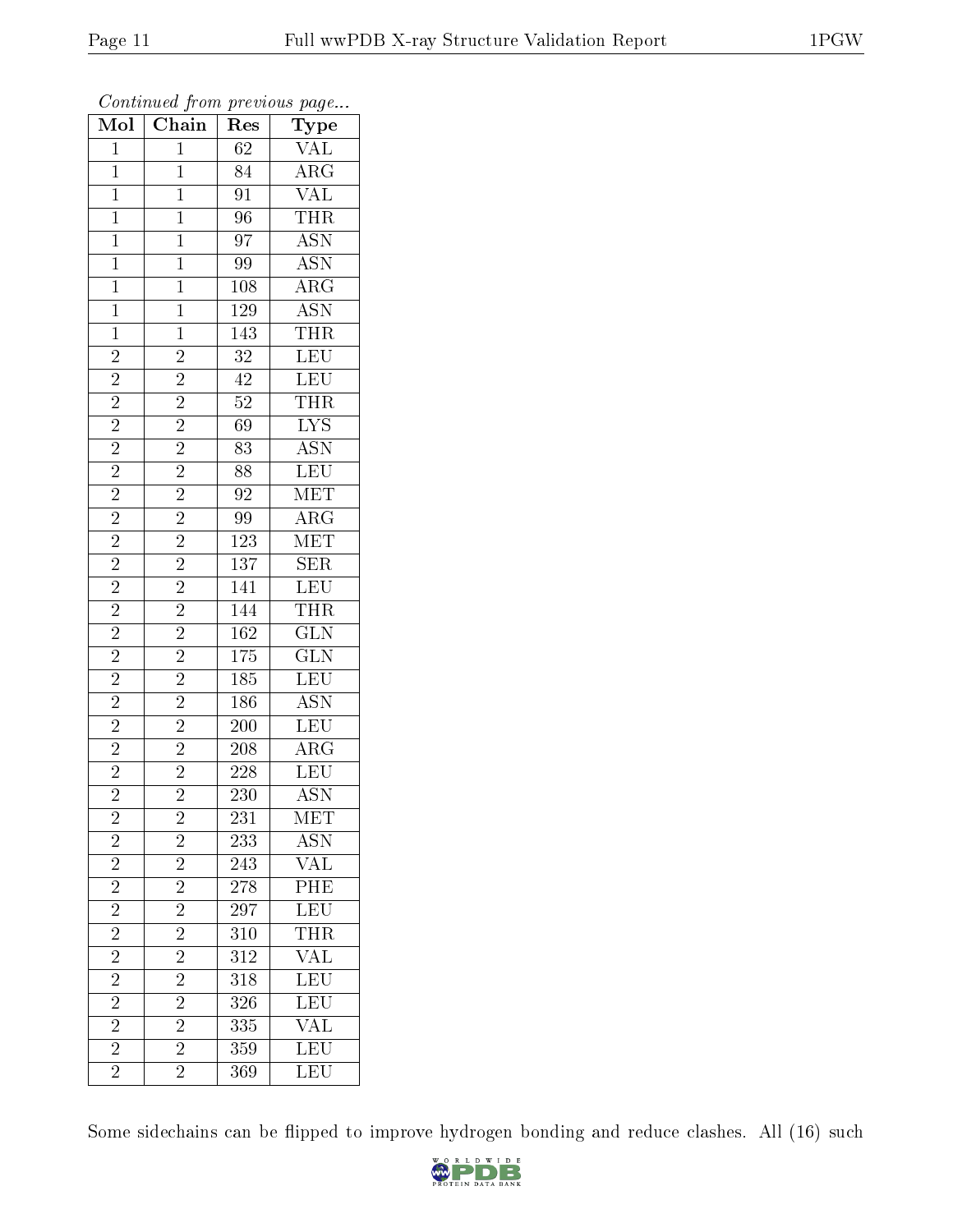*Continued from previous page...*

| Mol | Chain | Res | Type |
|---|---|---|---|
| 1 | 1 | 62 | VAL |
| 1 | 1 | 84 | ARG |
| 1 | 1 | 91 | VAL |
| 1 | 1 | 96 | THR |
| 1 | 1 | 97 | ASN |
| 1 | 1 | 99 | ASN |
| 1 | 1 | 108 | ARG |
| 1 | 1 | 129 | ASN |
| 1 | 1 | 143 | THR |
| 2 | 2 | 32 | LEU |
| 2 | 2 | 42 | LEU |
| 2 | 2 | 52 | THR |
| 2 | 2 | 69 | LYS |
| 2 | 2 | 83 | ASN |
| 2 | 2 | 88 | LEU |
| 2 | 2 | 92 | MET |
| 2 | 2 | 99 | ARG |
| 2 | 2 | 123 | MET |
| 2 | 2 | 137 | SER |
| 2 | 2 | 141 | LEU |
| 2 | 2 | 144 | THR |
| 2 | 2 | 162 | GLN |
| 2 | 2 | 175 | GLN |
| 2 | 2 | 185 | LEU |
| 2 | 2 | 186 | ASN |
| 2 | 2 | 200 | LEU |
| 2 | 2 | 208 | ARG |
| 2 | 2 | 228 | LEU |
| 2 | 2 | 230 | ASN |
| 2 | 2 | 231 | MET |
| 2 | 2 | 233 | ASN |
| 2 | 2 | 243 | VAL |
| 2 | 2 | 278 | PHE |
| 2 | 2 | 297 | LEU |
| 2 | 2 | 310 | THR |
| 2 | 2 | 312 | VAL |
| 2 | 2 | 318 | LEU |
| 2 | 2 | 326 | LEU |
| 2 | 2 | 335 | VAL |
| 2 | 2 | 359 | LEU |
| 2 | 2 | 369 | LEU |

Some sidechains can be flipped to improve hydrogen bonding and reduce clashes. All (16) such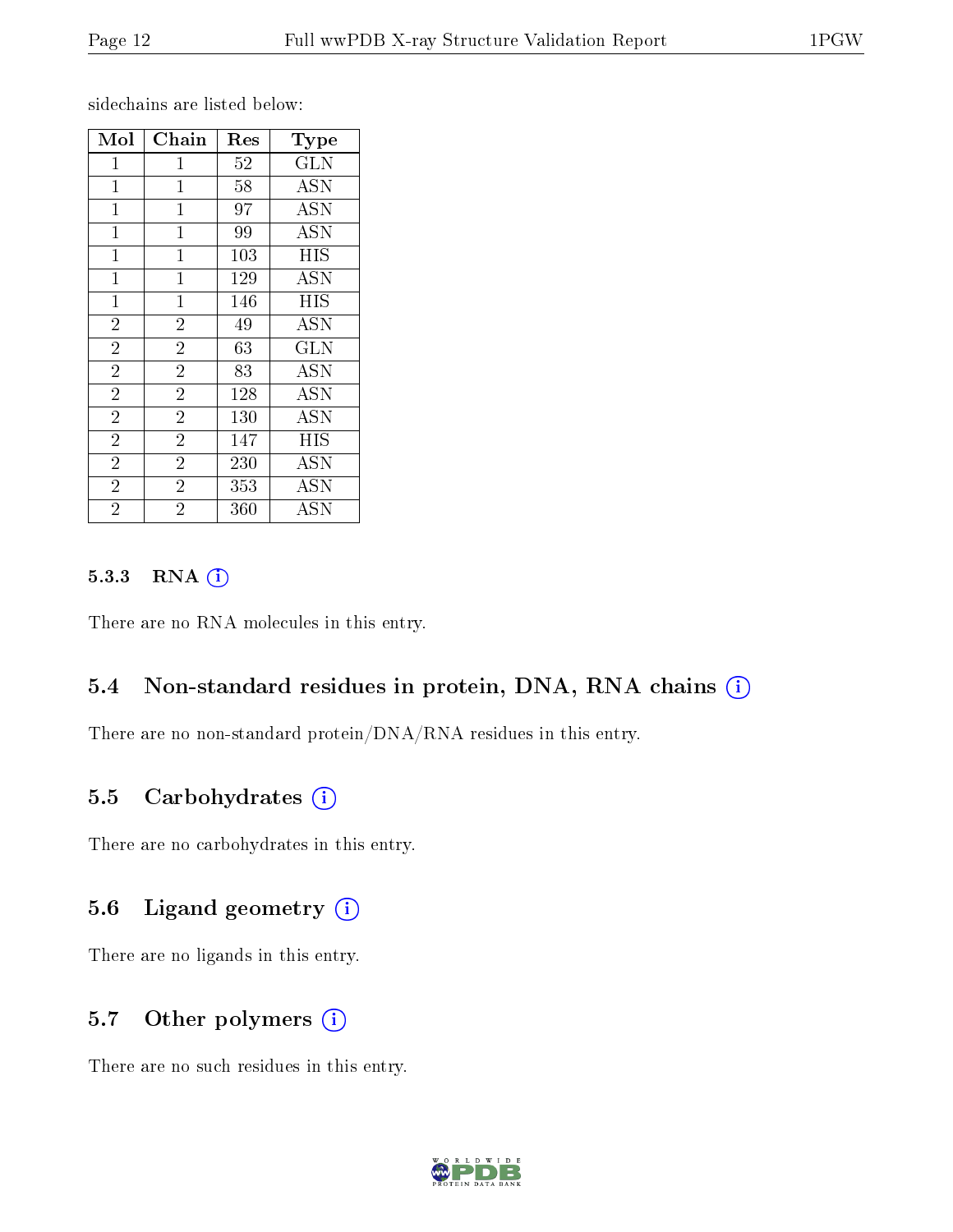sidechains are listed below:

| Mol | Chain | Res | Type |
|---|---|---|---|
| 1 | 1 | 52 | GLN |
| 1 | 1 | 58 | ASN |
| 1 | 1 | 97 | ASN |
| 1 | 1 | 99 | ASN |
| 1 | 1 | 103 | HIS |
| 1 | 1 | 129 | ASN |
| 1 | 1 | 146 | HIS |
| 2 | 2 | 49 | ASN |
| 2 | 2 | 63 | GLN |
| 2 | 2 | 83 | ASN |
| 2 | 2 | 128 | ASN |
| 2 | 2 | 130 | ASN |
| 2 | 2 | 147 | HIS |
| 2 | 2 | 230 | ASN |
| 2 | 2 | 353 | ASN |
| 2 | 2 | 360 | ASN |

#### 5.3.3 RNA

There are no RNA molecules in this entry.

### 5.4 Non-standard residues in protein, DNA, RNA chains

There are no non-standard protein/DNA/RNA residues in this entry.

### 5.5 Carbohydrates

There are no carbohydrates in this entry.

### 5.6 Ligand geometry

There are no ligands in this entry.

### 5.7 Other polymers

There are no such residues in this entry.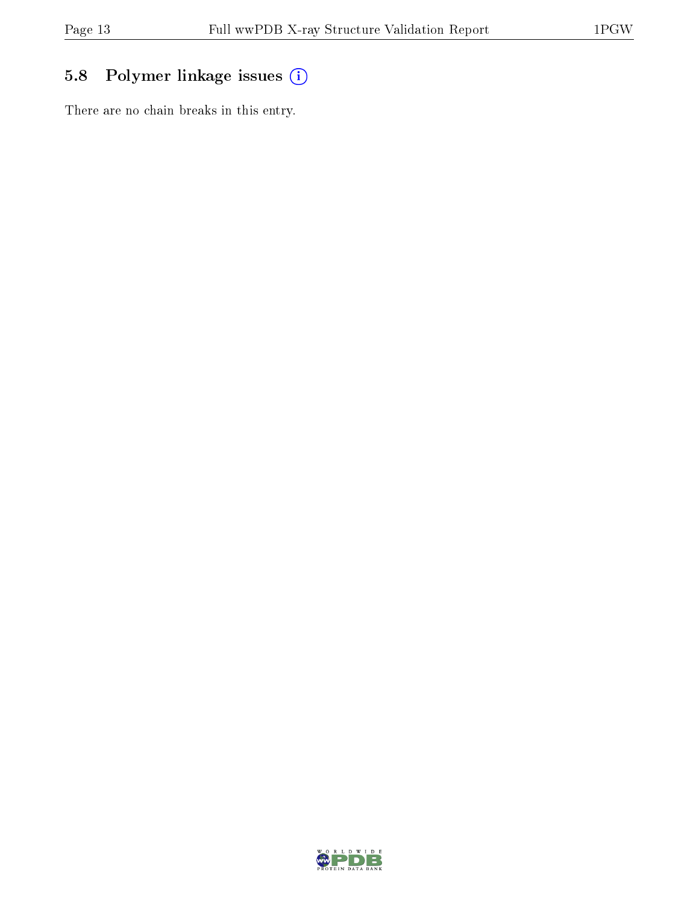## 5.8 Polymer linkage issues

There are no chain breaks in this entry.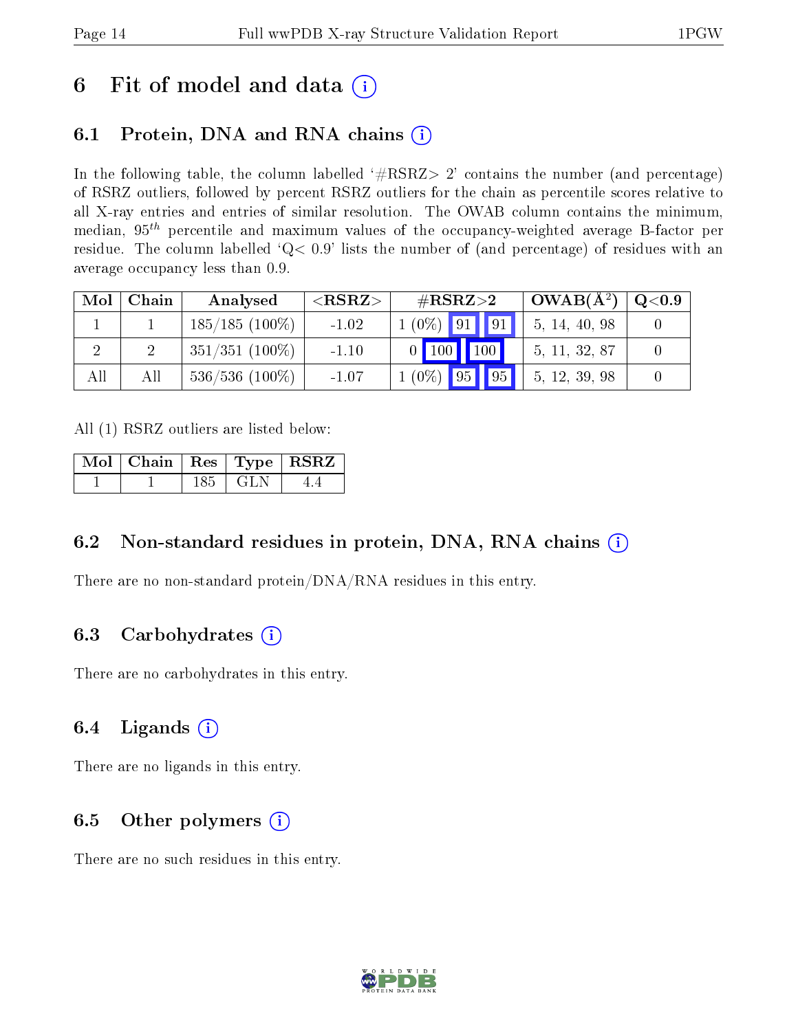# 6 Fit of model and data

## 6.1 Protein, DNA and RNA chains

In the following table, the column labelled '#RSRZ> 2' contains the number (and percentage) of RSRZ outliers, followed by percent RSRZ outliers for the chain as percentile scores relative to all X-ray entries and entries of similar resolution. The OWAB column contains the minimum, median, $95^{th}$ percentile and maximum values of the occupancy-weighted average B-factor per residue. The column labelled 'Q< 0.9' lists the number of (and percentage) of residues with an average occupancy less than 0.9.

| Mol | Chain | Analysed | <RSRZ> | #RSRZ>2 | | | OWAB(Å$^2$) | Q<0.9 |
|---|---|---|---|---|---|---|---|---|
| 1 | 1 | 185/185 (100%) | -1.02 | 1 (0%) | 91 | 91 | 5, 14, 40, 98 | 0 |
| 2 | 2 | 351/351 (100%) | -1.10 | 0 | 100 | 100 | 5, 11, 32, 87 | 0 |
| All | All | 536/536 (100%) | -1.07 | 1 (0%) | 95 | 95 | 5, 12, 39, 98 | 0 |

All (1) RSRZ outliers are listed below:

| Mol | Chain | Res | Type | RSRZ |
|---|---|---|---|---|
| 1 | 1 | 185 | GLN | 4.4 |

## 6.2 Non-standard residues in protein, DNA, RNA chains

There are no non-standard protein/DNA/RNA residues in this entry.

## 6.3 Carbohydrates

There are no carbohydrates in this entry.

## 6.4 Ligands

There are no ligands in this entry.

## 6.5 Other polymers

There are no such residues in this entry.